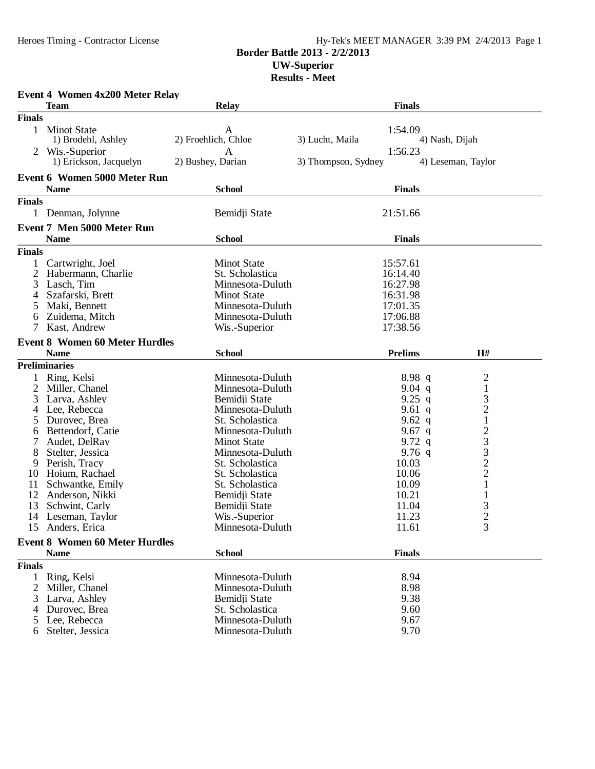# Border Battle 2013 - 2/2/2013

## UW-Superior

## Results - Meet

### Event 4 Women 4x200 Meter Relay

| | Team | Relay | Finals |
|---|---|---|---|
| **Finals** | | | |
| 1 | Minot State | A | 1:54.09 |
| | 1) Brodehl, Ashley; 2) Froehlich, Chloe; 3) Lucht, Maila; 4) Nash, Dijah | | |
| 2 | Wis.-Superior | A | 1:56.23 |
| | 1) Erickson, Jacquelyn; 2) Bushey, Darian; 3) Thompson, Sydney; 4) Leseman, Taylor | | |

### Event 6 Women 5000 Meter Run

| | Name | School | Finals |
|---|---|---|---|
| **Finals** | | | |
| 1 | Denman, Jolynne | Bemidji State | 21:51.66 |

### Event 7 Men 5000 Meter Run

| | Name | School | Finals |
|---|---|---|---|
| **Finals** | | | |
| 1 | Cartwright, Joel | Minot State | 15:57.61 |
| 2 | Habermann, Charlie | St. Scholastica | 16:14.40 |
| 3 | Lasch, Tim | Minnesota-Duluth | 16:27.98 |
| 4 | Szafarski, Brett | Minot State | 16:31.98 |
| 5 | Maki, Bennett | Minnesota-Duluth | 17:01.35 |
| 6 | Zuidema, Mitch | Minnesota-Duluth | 17:06.88 |
| 7 | Kast, Andrew | Wis.-Superior | 17:38.56 |

### Event 8 Women 60 Meter Hurdles

| | Name | School | Prelims | H# |
|---|---|---|---|---|
| **Preliminaries** | | | | |
| 1 | Ring, Kelsi | Minnesota-Duluth | 8.98 q | 2 |
| 2 | Miller, Chanel | Minnesota-Duluth | 9.04 q | 1 |
| 3 | Larva, Ashley | Bemidji State | 9.25 q | 3 |
| 4 | Lee, Rebecca | Minnesota-Duluth | 9.61 q | 2 |
| 5 | Durovec, Brea | St. Scholastica | 9.62 q | 1 |
| 6 | Bettendorf, Catie | Minnesota-Duluth | 9.67 q | 2 |
| 7 | Audet, DelRay | Minot State | 9.72 q | 3 |
| 8 | Stelter, Jessica | Minnesota-Duluth | 9.76 q | 3 |
| 9 | Perish, Tracy | St. Scholastica | 10.03 | 2 |
| 10 | Hoium, Rachael | St. Scholastica | 10.06 | 2 |
| 11 | Schwantke, Emily | St. Scholastica | 10.09 | 1 |
| 12 | Anderson, Nikki | Bemidji State | 10.21 | 1 |
| 13 | Schwint, Carly | Bemidji State | 11.04 | 3 |
| 14 | Leseman, Taylor | Wis.-Superior | 11.23 | 2 |
| 15 | Anders, Erica | Minnesota-Duluth | 11.61 | 3 |

### Event 8 Women 60 Meter Hurdles

| | Name | School | Finals |
|---|---|---|---|
| **Finals** | | | |
| 1 | Ring, Kelsi | Minnesota-Duluth | 8.94 |
| 2 | Miller, Chanel | Minnesota-Duluth | 8.98 |
| 3 | Larva, Ashley | Bemidji State | 9.38 |
| 4 | Durovec, Brea | St. Scholastica | 9.60 |
| 5 | Lee, Rebecca | Minnesota-Duluth | 9.67 |
| 6 | Stelter, Jessica | Minnesota-Duluth | 9.70 |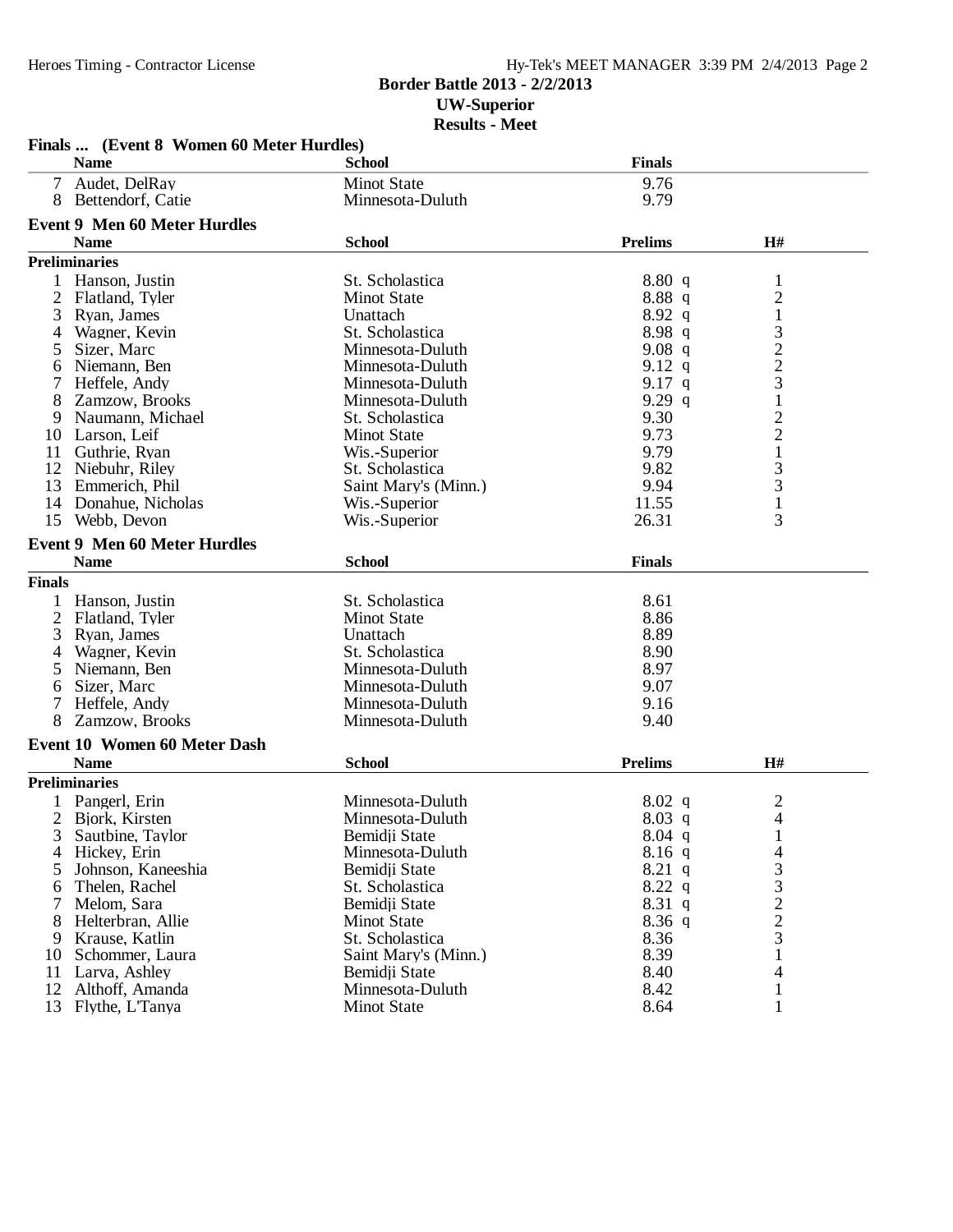## Border Battle 2013 - 2/2/2013

### UW-Superior

### Results - Meet

#### Finals ... (Event 8 Women 60 Meter Hurdles)

| | Name | School | Finals |
|---|---|---|---|
| 7 | Audet, DelRay | Minot State | 9.76 |
| 8 | Bettendorf, Catie | Minnesota-Duluth | 9.79 |

#### Event 9 Men 60 Meter Hurdles

**Preliminaries**

| | Name | School | Prelims | | H# |
|---|---|---|---|---|---|
| 1 | Hanson, Justin | St. Scholastica | 8.80 | q | 1 |
| 2 | Flatland, Tyler | Minot State | 8.88 | q | 2 |
| 3 | Ryan, James | Unattach | 8.92 | q | 1 |
| 4 | Wagner, Kevin | St. Scholastica | 8.98 | q | 3 |
| 5 | Sizer, Marc | Minnesota-Duluth | 9.08 | q | 2 |
| 6 | Niemann, Ben | Minnesota-Duluth | 9.12 | q | 2 |
| 7 | Heffele, Andy | Minnesota-Duluth | 9.17 | q | 3 |
| 8 | Zamzow, Brooks | Minnesota-Duluth | 9.29 | q | 1 |
| 9 | Naumann, Michael | St. Scholastica | 9.30 | | 2 |
| 10 | Larson, Leif | Minot State | 9.73 | | 2 |
| 11 | Guthrie, Ryan | Wis.-Superior | 9.79 | | 1 |
| 12 | Niebuhr, Riley | St. Scholastica | 9.82 | | 3 |
| 13 | Emmerich, Phil | Saint Mary's (Minn.) | 9.94 | | 3 |
| 14 | Donahue, Nicholas | Wis.-Superior | 11.55 | | 1 |
| 15 | Webb, Devon | Wis.-Superior | 26.31 | | 3 |

#### Event 9 Men 60 Meter Hurdles

**Finals**

| | Name | School | Finals |
|---|---|---|---|
| 1 | Hanson, Justin | St. Scholastica | 8.61 |
| 2 | Flatland, Tyler | Minot State | 8.86 |
| 3 | Ryan, James | Unattach | 8.89 |
| 4 | Wagner, Kevin | St. Scholastica | 8.90 |
| 5 | Niemann, Ben | Minnesota-Duluth | 8.97 |
| 6 | Sizer, Marc | Minnesota-Duluth | 9.07 |
| 7 | Heffele, Andy | Minnesota-Duluth | 9.16 |
| 8 | Zamzow, Brooks | Minnesota-Duluth | 9.40 |

#### Event 10 Women 60 Meter Dash

**Preliminaries**

| | Name | School | Prelims | | H# |
|---|---|---|---|---|---|
| 1 | Pangerl, Erin | Minnesota-Duluth | 8.02 | q | 2 |
| 2 | Bjork, Kirsten | Minnesota-Duluth | 8.03 | q | 4 |
| 3 | Sautbine, Taylor | Bemidji State | 8.04 | q | 1 |
| 4 | Hickey, Erin | Minnesota-Duluth | 8.16 | q | 4 |
| 5 | Johnson, Kaneeshia | Bemidji State | 8.21 | q | 3 |
| 6 | Thelen, Rachel | St. Scholastica | 8.22 | q | 3 |
| 7 | Melom, Sara | Bemidji State | 8.31 | q | 2 |
| 8 | Helterbran, Allie | Minot State | 8.36 | q | 2 |
| 9 | Krause, Katlin | St. Scholastica | 8.36 | | 3 |
| 10 | Schommer, Laura | Saint Mary's (Minn.) | 8.39 | | 1 |
| 11 | Larva, Ashley | Bemidji State | 8.40 | | 4 |
| 12 | Althoff, Amanda | Minnesota-Duluth | 8.42 | | 1 |
| 13 | Flythe, L'Tanya | Minot State | 8.64 | | 1 |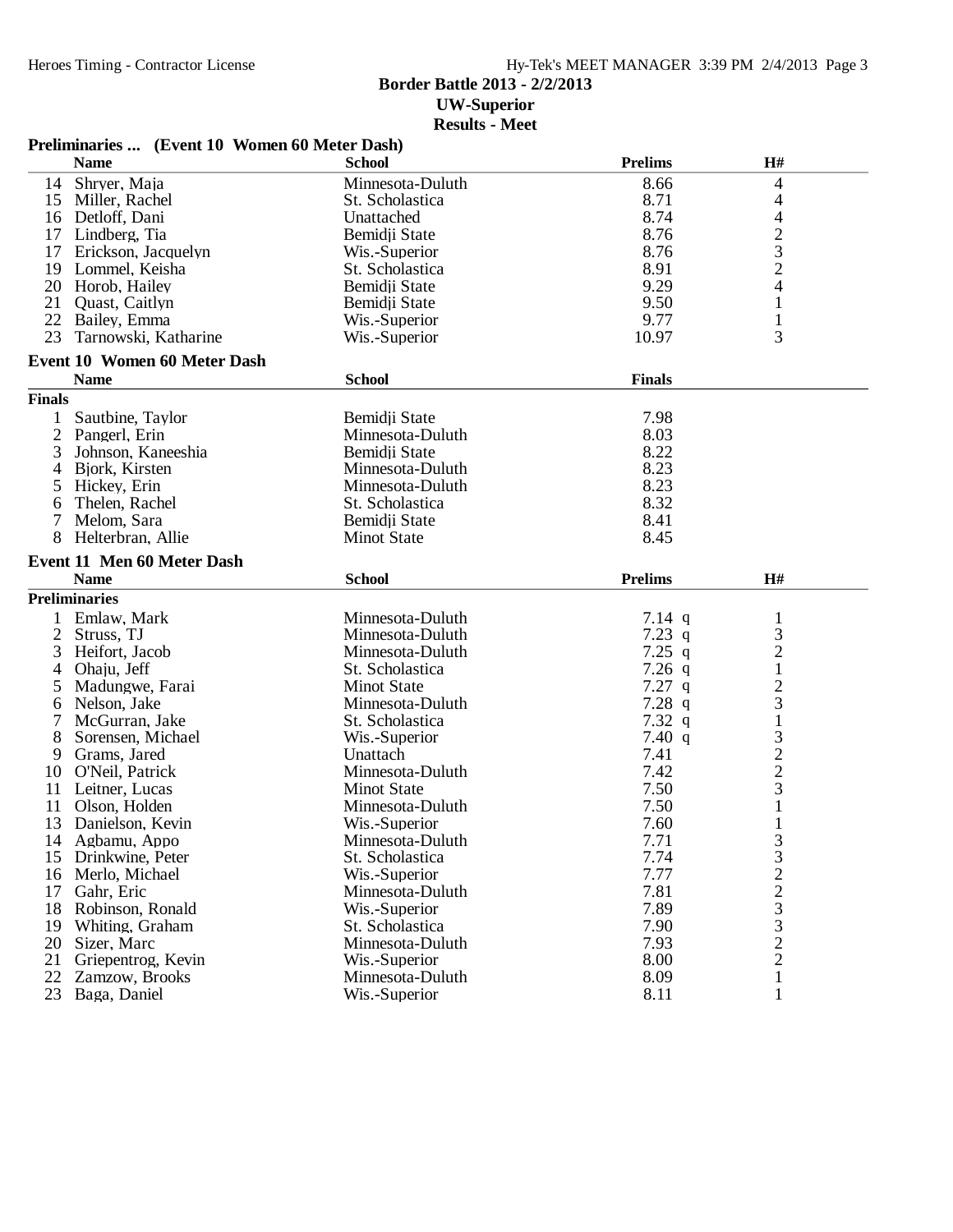**Border Battle 2013 - 2/2/2013**
**UW-Superior**
**Results - Meet**

### Preliminaries ... (Event 10 Women 60 Meter Dash)

| | Name | School | Prelims | H# |
|---|---|---|---|---|
| 14 | Shryer, Maja | Minnesota-Duluth | 8.66 | 4 |
| 15 | Miller, Rachel | St. Scholastica | 8.71 | 4 |
| 16 | Detloff, Dani | Unattached | 8.74 | 4 |
| 17 | Lindberg, Tia | Bemidji State | 8.76 | 2 |
| 17 | Erickson, Jacquelyn | Wis.-Superior | 8.76 | 3 |
| 19 | Lommel, Keisha | St. Scholastica | 8.91 | 2 |
| 20 | Horob, Hailey | Bemidji State | 9.29 | 4 |
| 21 | Quast, Caitlyn | Bemidji State | 9.50 | 1 |
| 22 | Bailey, Emma | Wis.-Superior | 9.77 | 1 |
| 23 | Tarnowski, Katharine | Wis.-Superior | 10.97 | 3 |

### Event 10 Women 60 Meter Dash

**Finals**

| | Name | School | Finals |
|---|---|---|---|
| 1 | Sautbine, Taylor | Bemidji State | 7.98 |
| 2 | Pangerl, Erin | Minnesota-Duluth | 8.03 |
| 3 | Johnson, Kaneeshia | Bemidji State | 8.22 |
| 4 | Bjork, Kirsten | Minnesota-Duluth | 8.23 |
| 5 | Hickey, Erin | Minnesota-Duluth | 8.23 |
| 6 | Thelen, Rachel | St. Scholastica | 8.32 |
| 7 | Melom, Sara | Bemidji State | 8.41 |
| 8 | Helterbran, Allie | Minot State | 8.45 |

### Event 11 Men 60 Meter Dash

**Preliminaries**

| | Name | School | Prelims | H# |
|---|---|---|---|---|
| 1 | Emlaw, Mark | Minnesota-Duluth | 7.14 q | 1 |
| 2 | Struss, TJ | Minnesota-Duluth | 7.23 q | 3 |
| 3 | Heifort, Jacob | Minnesota-Duluth | 7.25 q | 2 |
| 4 | Ohaju, Jeff | St. Scholastica | 7.26 q | 1 |
| 5 | Madungwe, Farai | Minot State | 7.27 q | 2 |
| 6 | Nelson, Jake | Minnesota-Duluth | 7.28 q | 3 |
| 7 | McGurran, Jake | St. Scholastica | 7.32 q | 1 |
| 8 | Sorensen, Michael | Wis.-Superior | 7.40 q | 3 |
| 9 | Grams, Jared | Unattach | 7.41 | 2 |
| 10 | O'Neil, Patrick | Minnesota-Duluth | 7.42 | 2 |
| 11 | Leitner, Lucas | Minot State | 7.50 | 3 |
| 11 | Olson, Holden | Minnesota-Duluth | 7.50 | 1 |
| 13 | Danielson, Kevin | Wis.-Superior | 7.60 | 1 |
| 14 | Agbamu, Appo | Minnesota-Duluth | 7.71 | 3 |
| 15 | Drinkwine, Peter | St. Scholastica | 7.74 | 3 |
| 16 | Merlo, Michael | Wis.-Superior | 7.77 | 2 |
| 17 | Gahr, Eric | Minnesota-Duluth | 7.81 | 2 |
| 18 | Robinson, Ronald | Wis.-Superior | 7.89 | 3 |
| 19 | Whiting, Graham | St. Scholastica | 7.90 | 3 |
| 20 | Sizer, Marc | Minnesota-Duluth | 7.93 | 2 |
| 21 | Griepentrog, Kevin | Wis.-Superior | 8.00 | 2 |
| 22 | Zamzow, Brooks | Minnesota-Duluth | 8.09 | 1 |
| 23 | Baga, Daniel | Wis.-Superior | 8.11 | 1 |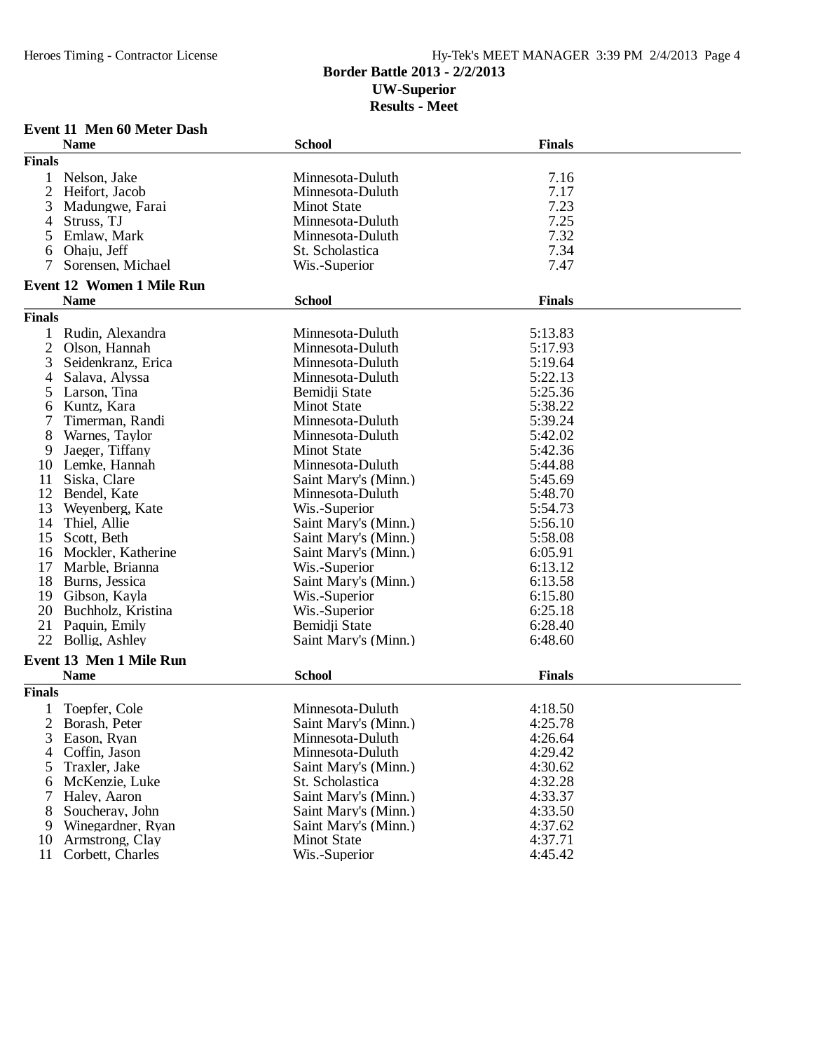# Border Battle 2013 - 2/2/2013
## UW-Superior
## Results - Meet

### Event 11 Men 60 Meter Dash

| | Name | School | Finals |
|---|---|---|---|
| **Finals** | | | |
| 1 | Nelson, Jake | Minnesota-Duluth | 7.16 |
| 2 | Heifort, Jacob | Minnesota-Duluth | 7.17 |
| 3 | Madungwe, Farai | Minot State | 7.23 |
| 4 | Struss, TJ | Minnesota-Duluth | 7.25 |
| 5 | Emlaw, Mark | Minnesota-Duluth | 7.32 |
| 6 | Ohaju, Jeff | St. Scholastica | 7.34 |
| 7 | Sorensen, Michael | Wis.-Superior | 7.47 |

### Event 12 Women 1 Mile Run

| | Name | School | Finals |
|---|---|---|---|
| **Finals** | | | |
| 1 | Rudin, Alexandra | Minnesota-Duluth | 5:13.83 |
| 2 | Olson, Hannah | Minnesota-Duluth | 5:17.93 |
| 3 | Seidenkranz, Erica | Minnesota-Duluth | 5:19.64 |
| 4 | Salava, Alyssa | Minnesota-Duluth | 5:22.13 |
| 5 | Larson, Tina | Bemidji State | 5:25.36 |
| 6 | Kuntz, Kara | Minot State | 5:38.22 |
| 7 | Timerman, Randi | Minnesota-Duluth | 5:39.24 |
| 8 | Warnes, Taylor | Minnesota-Duluth | 5:42.02 |
| 9 | Jaeger, Tiffany | Minot State | 5:42.36 |
| 10 | Lemke, Hannah | Minnesota-Duluth | 5:44.88 |
| 11 | Siska, Clare | Saint Mary's (Minn.) | 5:45.69 |
| 12 | Bendel, Kate | Minnesota-Duluth | 5:48.70 |
| 13 | Weyenberg, Kate | Wis.-Superior | 5:54.73 |
| 14 | Thiel, Allie | Saint Mary's (Minn.) | 5:56.10 |
| 15 | Scott, Beth | Saint Mary's (Minn.) | 5:58.08 |
| 16 | Mockler, Katherine | Saint Mary's (Minn.) | 6:05.91 |
| 17 | Marble, Brianna | Wis.-Superior | 6:13.12 |
| 18 | Burns, Jessica | Saint Mary's (Minn.) | 6:13.58 |
| 19 | Gibson, Kayla | Wis.-Superior | 6:15.80 |
| 20 | Buchholz, Kristina | Wis.-Superior | 6:25.18 |
| 21 | Paquin, Emily | Bemidji State | 6:28.40 |
| 22 | Bollig, Ashley | Saint Mary's (Minn.) | 6:48.60 |

### Event 13 Men 1 Mile Run

| | Name | School | Finals |
|---|---|---|---|
| **Finals** | | | |
| 1 | Toepfer, Cole | Minnesota-Duluth | 4:18.50 |
| 2 | Borash, Peter | Saint Mary's (Minn.) | 4:25.78 |
| 3 | Eason, Ryan | Minnesota-Duluth | 4:26.64 |
| 4 | Coffin, Jason | Minnesota-Duluth | 4:29.42 |
| 5 | Traxler, Jake | Saint Mary's (Minn.) | 4:30.62 |
| 6 | McKenzie, Luke | St. Scholastica | 4:32.28 |
| 7 | Haley, Aaron | Saint Mary's (Minn.) | 4:33.37 |
| 8 | Soucheray, John | Saint Mary's (Minn.) | 4:33.50 |
| 9 | Winegardner, Ryan | Saint Mary's (Minn.) | 4:37.62 |
| 10 | Armstrong, Clay | Minot State | 4:37.71 |
| 11 | Corbett, Charles | Wis.-Superior | 4:45.42 |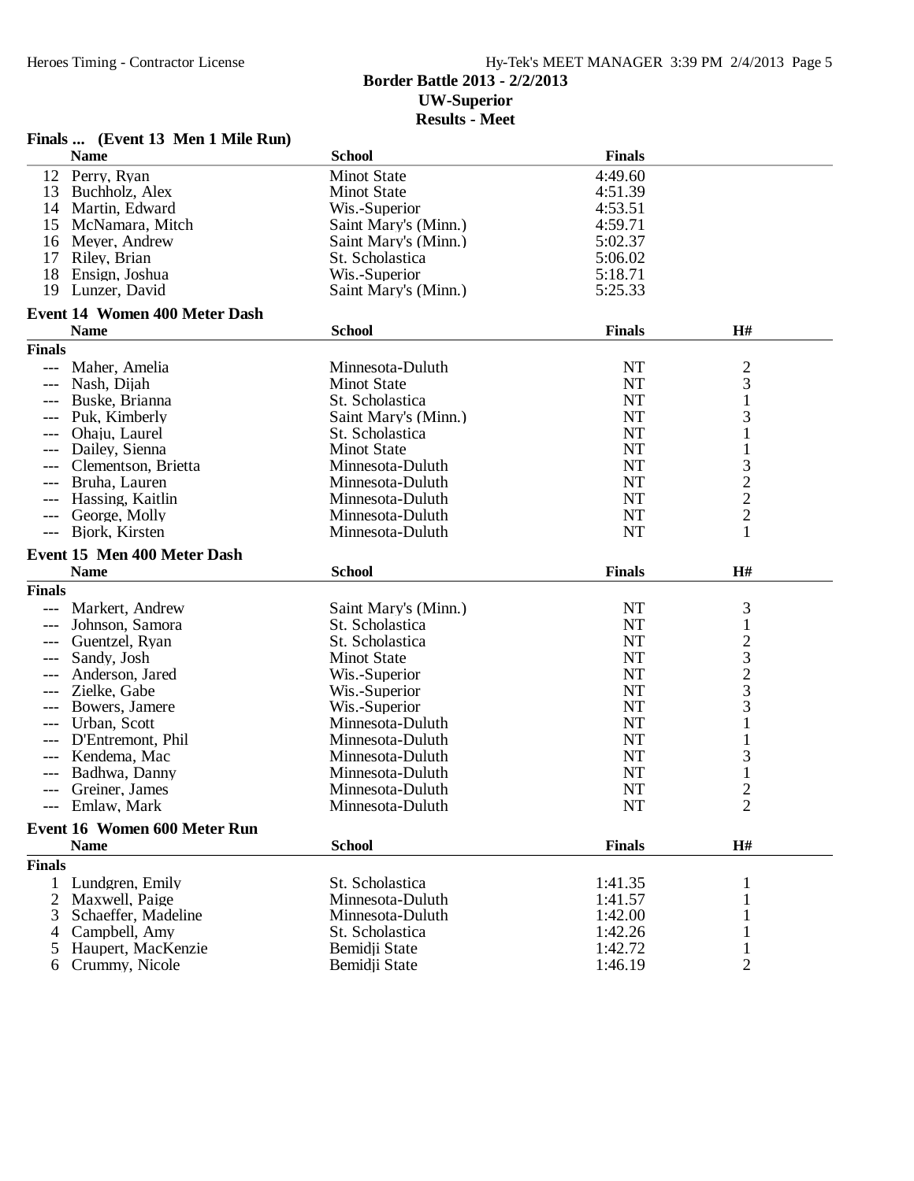# Border Battle 2013 - 2/2/2013

## UW-Superior

## Results - Meet

### Finals ... (Event 13 Men 1 Mile Run)

| | Name | School | Finals |
|---|---|---|---|
| 12 | Perry, Ryan | Minot State | 4:49.60 |
| 13 | Buchholz, Alex | Minot State | 4:51.39 |
| 14 | Martin, Edward | Wis.-Superior | 4:53.51 |
| 15 | McNamara, Mitch | Saint Mary's (Minn.) | 4:59.71 |
| 16 | Meyer, Andrew | Saint Mary's (Minn.) | 5:02.37 |
| 17 | Riley, Brian | St. Scholastica | 5:06.02 |
| 18 | Ensign, Joshua | Wis.-Superior | 5:18.71 |
| 19 | Lunzer, David | Saint Mary's (Minn.) | 5:25.33 |

### Event 14 Women 400 Meter Dash

**Finals**

| | Name | School | Finals | H# |
|---|---|---|---|---|
| --- | Maher, Amelia | Minnesota-Duluth | NT | 2 |
| --- | Nash, Dijah | Minot State | NT | 3 |
| --- | Buske, Brianna | St. Scholastica | NT | 1 |
| --- | Puk, Kimberly | Saint Mary's (Minn.) | NT | 3 |
| --- | Ohaju, Laurel | St. Scholastica | NT | 1 |
| --- | Dailey, Sienna | Minot State | NT | 1 |
| --- | Clementson, Brietta | Minnesota-Duluth | NT | 3 |
| --- | Bruha, Lauren | Minnesota-Duluth | NT | 2 |
| --- | Hassing, Kaitlin | Minnesota-Duluth | NT | 2 |
| --- | George, Molly | Minnesota-Duluth | NT | 2 |
| --- | Bjork, Kirsten | Minnesota-Duluth | NT | 1 |

### Event 15 Men 400 Meter Dash

**Finals**

| | Name | School | Finals | H# |
|---|---|---|---|---|
| --- | Markert, Andrew | Saint Mary's (Minn.) | NT | 3 |
| --- | Johnson, Samora | St. Scholastica | NT | 1 |
| --- | Guentzel, Ryan | St. Scholastica | NT | 2 |
| --- | Sandy, Josh | Minot State | NT | 3 |
| --- | Anderson, Jared | Wis.-Superior | NT | 2 |
| --- | Zielke, Gabe | Wis.-Superior | NT | 3 |
| --- | Bowers, Jamere | Wis.-Superior | NT | 3 |
| --- | Urban, Scott | Minnesota-Duluth | NT | 1 |
| --- | D'Entremont, Phil | Minnesota-Duluth | NT | 1 |
| --- | Kendema, Mac | Minnesota-Duluth | NT | 3 |
| --- | Badhwa, Danny | Minnesota-Duluth | NT | 1 |
| --- | Greiner, James | Minnesota-Duluth | NT | 2 |
| --- | Emlaw, Mark | Minnesota-Duluth | NT | 2 |

### Event 16 Women 600 Meter Run

**Finals**

| | Name | School | Finals | H# |
|---|---|---|---|---|
| 1 | Lundgren, Emily | St. Scholastica | 1:41.35 | 1 |
| 2 | Maxwell, Paige | Minnesota-Duluth | 1:41.57 | 1 |
| 3 | Schaeffer, Madeline | Minnesota-Duluth | 1:42.00 | 1 |
| 4 | Campbell, Amy | St. Scholastica | 1:42.26 | 1 |
| 5 | Haupert, MacKenzie | Bemidji State | 1:42.72 | 1 |
| 6 | Crummy, Nicole | Bemidji State | 1:46.19 | 2 |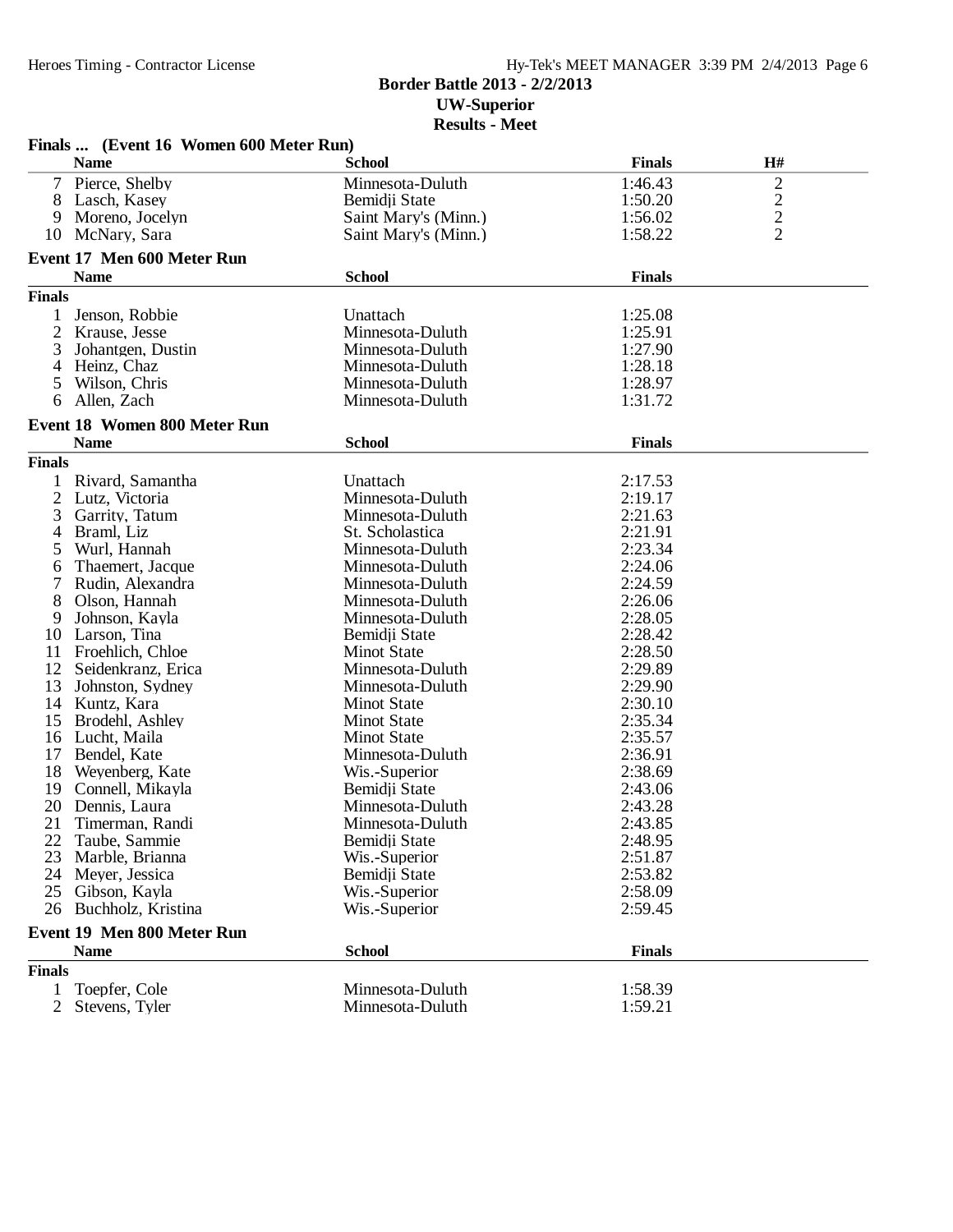## Border Battle 2013 - 2/2/2013

### UW-Superior

### Results - Meet

### Finals ... (Event 16 Women 600 Meter Run)

| | Name | School | Finals | H# |
|---|---|---|---|---|
| 7 | Pierce, Shelby | Minnesota-Duluth | 1:46.43 | 2 |
| 8 | Lasch, Kasey | Bemidji State | 1:50.20 | 2 |
| 9 | Moreno, Jocelyn | Saint Mary's (Minn.) | 1:56.02 | 2 |
| 10 | McNary, Sara | Saint Mary's (Minn.) | 1:58.22 | 2 |

### Event 17 Men 600 Meter Run

| | Name | School | Finals |
|---|---|---|---|
| **Finals** | | | |
| 1 | Jenson, Robbie | Unattach | 1:25.08 |
| 2 | Krause, Jesse | Minnesota-Duluth | 1:25.91 |
| 3 | Johantgen, Dustin | Minnesota-Duluth | 1:27.90 |
| 4 | Heinz, Chaz | Minnesota-Duluth | 1:28.18 |
| 5 | Wilson, Chris | Minnesota-Duluth | 1:28.97 |
| 6 | Allen, Zach | Minnesota-Duluth | 1:31.72 |

### Event 18 Women 800 Meter Run

| | Name | School | Finals |
|---|---|---|---|
| **Finals** | | | |
| 1 | Rivard, Samantha | Unattach | 2:17.53 |
| 2 | Lutz, Victoria | Minnesota-Duluth | 2:19.17 |
| 3 | Garrity, Tatum | Minnesota-Duluth | 2:21.63 |
| 4 | Braml, Liz | St. Scholastica | 2:21.91 |
| 5 | Wurl, Hannah | Minnesota-Duluth | 2:23.34 |
| 6 | Thaemert, Jacque | Minnesota-Duluth | 2:24.06 |
| 7 | Rudin, Alexandra | Minnesota-Duluth | 2:24.59 |
| 8 | Olson, Hannah | Minnesota-Duluth | 2:26.06 |
| 9 | Johnson, Kayla | Minnesota-Duluth | 2:28.05 |
| 10 | Larson, Tina | Bemidji State | 2:28.42 |
| 11 | Froehlich, Chloe | Minot State | 2:28.50 |
| 12 | Seidenkranz, Erica | Minnesota-Duluth | 2:29.89 |
| 13 | Johnston, Sydney | Minnesota-Duluth | 2:29.90 |
| 14 | Kuntz, Kara | Minot State | 2:30.10 |
| 15 | Brodehl, Ashley | Minot State | 2:35.34 |
| 16 | Lucht, Maila | Minot State | 2:35.57 |
| 17 | Bendel, Kate | Minnesota-Duluth | 2:36.91 |
| 18 | Weyenberg, Kate | Wis.-Superior | 2:38.69 |
| 19 | Connell, Mikayla | Bemidji State | 2:43.06 |
| 20 | Dennis, Laura | Minnesota-Duluth | 2:43.28 |
| 21 | Timerman, Randi | Minnesota-Duluth | 2:43.85 |
| 22 | Taube, Sammie | Bemidji State | 2:48.95 |
| 23 | Marble, Brianna | Wis.-Superior | 2:51.87 |
| 24 | Meyer, Jessica | Bemidji State | 2:53.82 |
| 25 | Gibson, Kayla | Wis.-Superior | 2:58.09 |
| 26 | Buchholz, Kristina | Wis.-Superior | 2:59.45 |

### Event 19 Men 800 Meter Run

| | Name | School | Finals |
|---|---|---|---|
| **Finals** | | | |
| 1 | Toepfer, Cole | Minnesota-Duluth | 1:58.39 |
| 2 | Stevens, Tyler | Minnesota-Duluth | 1:59.21 |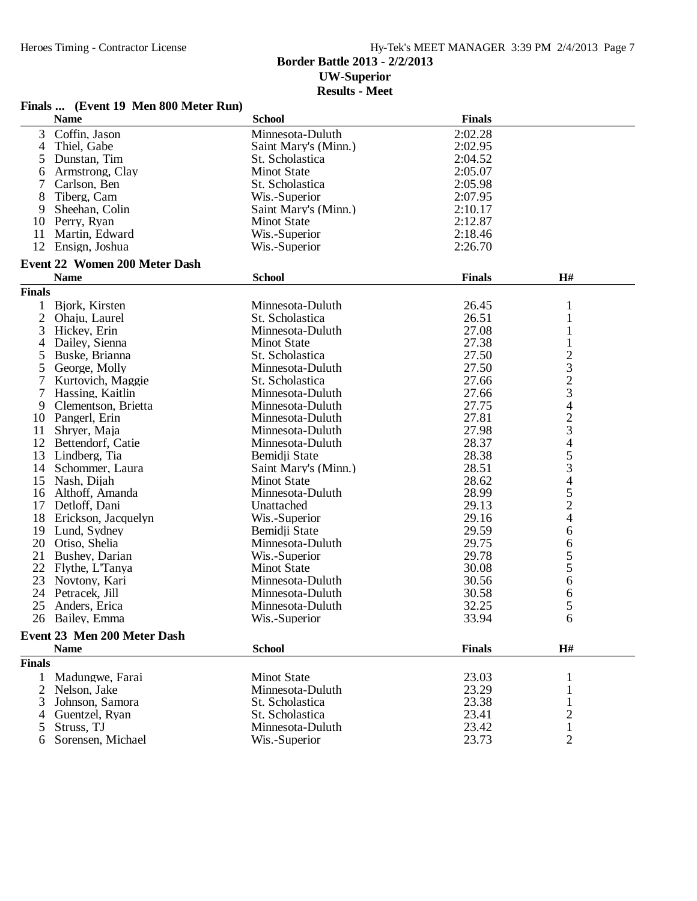## Border Battle 2013 - 2/2/2013

## UW-Superior

## Results - Meet

### Finals ... (Event 19 Men 800 Meter Run)

| | Name | School | Finals |
|---|---|---|---|
| 3 | Coffin, Jason | Minnesota-Duluth | 2:02.28 |
| 4 | Thiel, Gabe | Saint Mary's (Minn.) | 2:02.95 |
| 5 | Dunstan, Tim | St. Scholastica | 2:04.52 |
| 6 | Armstrong, Clay | Minot State | 2:05.07 |
| 7 | Carlson, Ben | St. Scholastica | 2:05.98 |
| 8 | Tiberg, Cam | Wis.-Superior | 2:07.95 |
| 9 | Sheehan, Colin | Saint Mary's (Minn.) | 2:10.17 |
| 10 | Perry, Ryan | Minot State | 2:12.87 |
| 11 | Martin, Edward | Wis.-Superior | 2:18.46 |
| 12 | Ensign, Joshua | Wis.-Superior | 2:26.70 |

### Event 22 Women 200 Meter Dash

**Finals**

| | Name | School | Finals | H# |
|---|---|---|---|---|
| 1 | Bjork, Kirsten | Minnesota-Duluth | 26.45 | 1 |
| 2 | Ohaju, Laurel | St. Scholastica | 26.51 | 1 |
| 3 | Hickey, Erin | Minnesota-Duluth | 27.08 | 1 |
| 4 | Dailey, Sienna | Minot State | 27.38 | 1 |
| 5 | Buske, Brianna | St. Scholastica | 27.50 | 2 |
| 5 | George, Molly | Minnesota-Duluth | 27.50 | 3 |
| 7 | Kurtovich, Maggie | St. Scholastica | 27.66 | 2 |
| 7 | Hassing, Kaitlin | Minnesota-Duluth | 27.66 | 3 |
| 9 | Clementson, Brietta | Minnesota-Duluth | 27.75 | 4 |
| 10 | Pangerl, Erin | Minnesota-Duluth | 27.81 | 2 |
| 11 | Shryer, Maja | Minnesota-Duluth | 27.98 | 3 |
| 12 | Bettendorf, Catie | Minnesota-Duluth | 28.37 | 4 |
| 13 | Lindberg, Tia | Bemidji State | 28.38 | 5 |
| 14 | Schommer, Laura | Saint Mary's (Minn.) | 28.51 | 3 |
| 15 | Nash, Dijah | Minot State | 28.62 | 4 |
| 16 | Althoff, Amanda | Minnesota-Duluth | 28.99 | 5 |
| 17 | Detloff, Dani | Unattached | 29.13 | 2 |
| 18 | Erickson, Jacquelyn | Wis.-Superior | 29.16 | 4 |
| 19 | Lund, Sydney | Bemidji State | 29.59 | 6 |
| 20 | Otiso, Shelia | Minnesota-Duluth | 29.75 | 6 |
| 21 | Bushey, Darian | Wis.-Superior | 29.78 | 5 |
| 22 | Flythe, L'Tanya | Minot State | 30.08 | 5 |
| 23 | Novtony, Kari | Minnesota-Duluth | 30.56 | 6 |
| 24 | Petracek, Jill | Minnesota-Duluth | 30.58 | 6 |
| 25 | Anders, Erica | Minnesota-Duluth | 32.25 | 5 |
| 26 | Bailey, Emma | Wis.-Superior | 33.94 | 6 |

### Event 23 Men 200 Meter Dash

**Finals**

| | Name | School | Finals | H# |
|---|---|---|---|---|
| 1 | Madungwe, Farai | Minot State | 23.03 | 1 |
| 2 | Nelson, Jake | Minnesota-Duluth | 23.29 | 1 |
| 3 | Johnson, Samora | St. Scholastica | 23.38 | 1 |
| 4 | Guentzel, Ryan | St. Scholastica | 23.41 | 2 |
| 5 | Struss, TJ | Minnesota-Duluth | 23.42 | 1 |
| 6 | Sorensen, Michael | Wis.-Superior | 23.73 | 2 |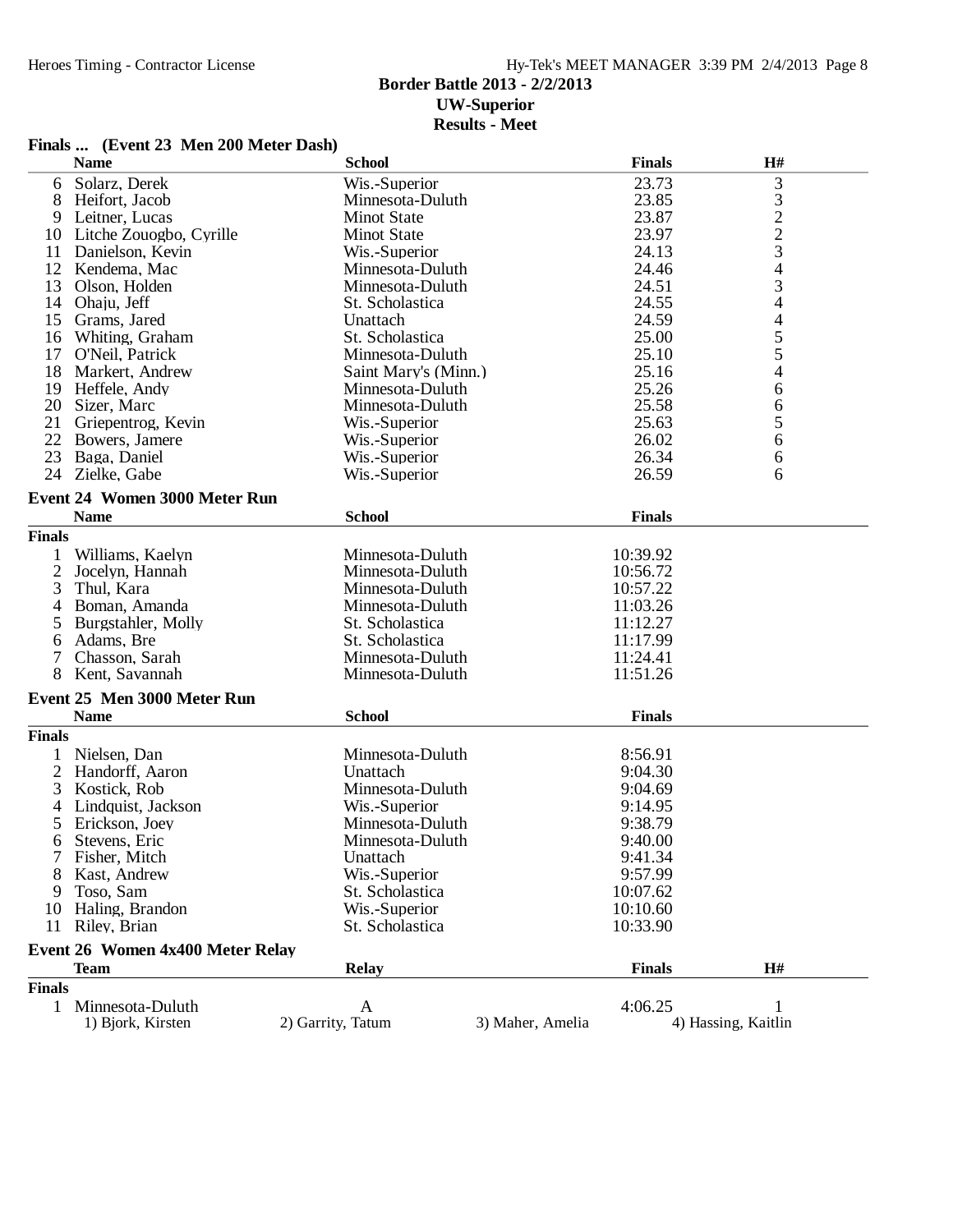**Border Battle 2013 - 2/2/2013**
**UW-Superior**
**Results - Meet**

### Finals ... (Event 23 Men 200 Meter Dash)

| | Name | School | Finals | H# |
|---|---|---|---|---|
| 6 | Solarz, Derek | Wis.-Superior | 23.73 | 3 |
| 8 | Heifort, Jacob | Minnesota-Duluth | 23.85 | 3 |
| 9 | Leitner, Lucas | Minot State | 23.87 | 2 |
| 10 | Litche Zouogbo, Cyrille | Minot State | 23.97 | 2 |
| 11 | Danielson, Kevin | Wis.-Superior | 24.13 | 3 |
| 12 | Kendema, Mac | Minnesota-Duluth | 24.46 | 4 |
| 13 | Olson, Holden | Minnesota-Duluth | 24.51 | 3 |
| 14 | Ohaju, Jeff | St. Scholastica | 24.55 | 4 |
| 15 | Grams, Jared | Unattach | 24.59 | 4 |
| 16 | Whiting, Graham | St. Scholastica | 25.00 | 5 |
| 17 | O'Neil, Patrick | Minnesota-Duluth | 25.10 | 5 |
| 18 | Markert, Andrew | Saint Mary's (Minn.) | 25.16 | 4 |
| 19 | Heffele, Andy | Minnesota-Duluth | 25.26 | 6 |
| 20 | Sizer, Marc | Minnesota-Duluth | 25.58 | 6 |
| 21 | Griepentrog, Kevin | Wis.-Superior | 25.63 | 5 |
| 22 | Bowers, Jamere | Wis.-Superior | 26.02 | 6 |
| 23 | Baga, Daniel | Wis.-Superior | 26.34 | 6 |
| 24 | Zielke, Gabe | Wis.-Superior | 26.59 | 6 |

### Event 24 Women 3000 Meter Run

**Finals**

| | Name | School | Finals |
|---|---|---|---|
| 1 | Williams, Kaelyn | Minnesota-Duluth | 10:39.92 |
| 2 | Jocelyn, Hannah | Minnesota-Duluth | 10:56.72 |
| 3 | Thul, Kara | Minnesota-Duluth | 10:57.22 |
| 4 | Boman, Amanda | Minnesota-Duluth | 11:03.26 |
| 5 | Burgstahler, Molly | St. Scholastica | 11:12.27 |
| 6 | Adams, Bre | St. Scholastica | 11:17.99 |
| 7 | Chasson, Sarah | Minnesota-Duluth | 11:24.41 |
| 8 | Kent, Savannah | Minnesota-Duluth | 11:51.26 |

### Event 25 Men 3000 Meter Run

**Finals**

| | Name | School | Finals |
|---|---|---|---|
| 1 | Nielsen, Dan | Minnesota-Duluth | 8:56.91 |
| 2 | Handorff, Aaron | Unattach | 9:04.30 |
| 3 | Kostick, Rob | Minnesota-Duluth | 9:04.69 |
| 4 | Lindquist, Jackson | Wis.-Superior | 9:14.95 |
| 5 | Erickson, Joey | Minnesota-Duluth | 9:38.79 |
| 6 | Stevens, Eric | Minnesota-Duluth | 9:40.00 |
| 7 | Fisher, Mitch | Unattach | 9:41.34 |
| 8 | Kast, Andrew | Wis.-Superior | 9:57.99 |
| 9 | Toso, Sam | St. Scholastica | 10:07.62 |
| 10 | Haling, Brandon | Wis.-Superior | 10:10.60 |
| 11 | Riley, Brian | St. Scholastica | 10:33.90 |

### Event 26 Women 4x400 Meter Relay

**Finals**

| | Team | Relay | Finals | H# |
|---|---|---|---|---|
| 1 | Minnesota-Duluth | A | 4:06.25 | 1 |

1) Bjork, Kirsten 2) Garrity, Tatum 3) Maher, Amelia 4) Hassing, Kaitlin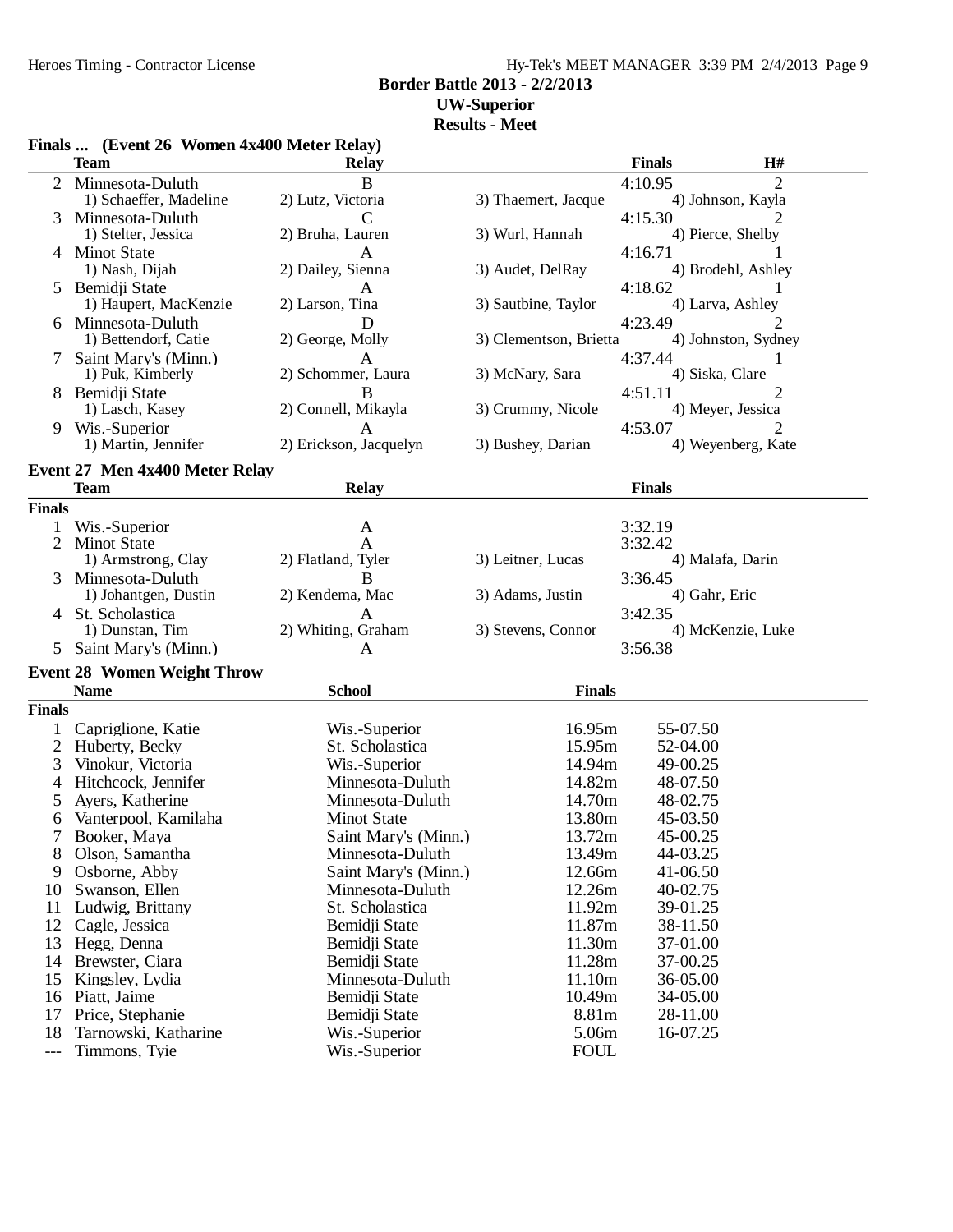## Border Battle 2013 - 2/2/2013
### UW-Superior
### Results - Meet

### Finals ... (Event 26 Women 4x400 Meter Relay)

| | Team | Relay | | Finals | H# |
|---|---|---|---|---|---|
| 2 | Minnesota-Duluth | B | | 4:10.95 | 2 |
| | 1) Schaeffer, Madeline | 2) Lutz, Victoria | 3) Thaemert, Jacque | 4) Johnson, Kayla | |
| 3 | Minnesota-Duluth | C | | 4:15.30 | 2 |
| | 1) Stelter, Jessica | 2) Bruha, Lauren | 3) Wurl, Hannah | 4) Pierce, Shelby | |
| 4 | Minot State | A | | 4:16.71 | 1 |
| | 1) Nash, Dijah | 2) Dailey, Sienna | 3) Audet, DelRay | 4) Brodehl, Ashley | |
| 5 | Bemidji State | A | | 4:18.62 | 1 |
| | 1) Haupert, MacKenzie | 2) Larson, Tina | 3) Sautbine, Taylor | 4) Larva, Ashley | |
| 6 | Minnesota-Duluth | D | | 4:23.49 | 2 |
| | 1) Bettendorf, Catie | 2) George, Molly | 3) Clementson, Brietta | 4) Johnston, Sydney | |
| 7 | Saint Mary's (Minn.) | A | | 4:37.44 | 1 |
| | 1) Puk, Kimberly | 2) Schommer, Laura | 3) McNary, Sara | 4) Siska, Clare | |
| 8 | Bemidji State | B | | 4:51.11 | 2 |
| | 1) Lasch, Kasey | 2) Connell, Mikayla | 3) Crummy, Nicole | 4) Meyer, Jessica | |
| 9 | Wis.-Superior | A | | 4:53.07 | 2 |
| | 1) Martin, Jennifer | 2) Erickson, Jacquelyn | 3) Bushey, Darian | 4) Weyenberg, Kate | |

### Event 27 Men 4x400 Meter Relay

| | Team | Relay | | Finals |
|---|---|---|---|---|
| **Finals** | | | | |
| 1 | Wis.-Superior | A | | 3:32.19 |
| 2 | Minot State | A | | 3:32.42 |
| | 1) Armstrong, Clay | 2) Flatland, Tyler | 3) Leitner, Lucas | 4) Malafa, Darin |
| 3 | Minnesota-Duluth | B | | 3:36.45 |
| | 1) Johantgen, Dustin | 2) Kendema, Mac | 3) Adams, Justin | 4) Gahr, Eric |
| 4 | St. Scholastica | A | | 3:42.35 |
| | 1) Dunstan, Tim | 2) Whiting, Graham | 3) Stevens, Connor | 4) McKenzie, Luke |
| 5 | Saint Mary's (Minn.) | A | | 3:56.38 |

### Event 28 Women Weight Throw

| | Name | School | Finals | |
|---|---|---|---|---|
| **Finals** | | | | |
| 1 | Capriglione, Katie | Wis.-Superior | 16.95m | 55-07.50 |
| 2 | Huberty, Becky | St. Scholastica | 15.95m | 52-04.00 |
| 3 | Vinokur, Victoria | Wis.-Superior | 14.94m | 49-00.25 |
| 4 | Hitchcock, Jennifer | Minnesota-Duluth | 14.82m | 48-07.50 |
| 5 | Ayers, Katherine | Minnesota-Duluth | 14.70m | 48-02.75 |
| 6 | Vanterpool, Kamilaha | Minot State | 13.80m | 45-03.50 |
| 7 | Booker, Maya | Saint Mary's (Minn.) | 13.72m | 45-00.25 |
| 8 | Olson, Samantha | Minnesota-Duluth | 13.49m | 44-03.25 |
| 9 | Osborne, Abby | Saint Mary's (Minn.) | 12.66m | 41-06.50 |
| 10 | Swanson, Ellen | Minnesota-Duluth | 12.26m | 40-02.75 |
| 11 | Ludwig, Brittany | St. Scholastica | 11.92m | 39-01.25 |
| 12 | Cagle, Jessica | Bemidji State | 11.87m | 38-11.50 |
| 13 | Hegg, Denna | Bemidji State | 11.30m | 37-01.00 |
| 14 | Brewster, Ciara | Bemidji State | 11.28m | 37-00.25 |
| 15 | Kingsley, Lydia | Minnesota-Duluth | 11.10m | 36-05.00 |
| 16 | Piatt, Jaime | Bemidji State | 10.49m | 34-05.00 |
| 17 | Price, Stephanie | Bemidji State | 8.81m | 28-11.00 |
| 18 | Tarnowski, Katharine | Wis.-Superior | 5.06m | 16-07.25 |
| --- | Timmons, Tyie | Wis.-Superior | FOUL | |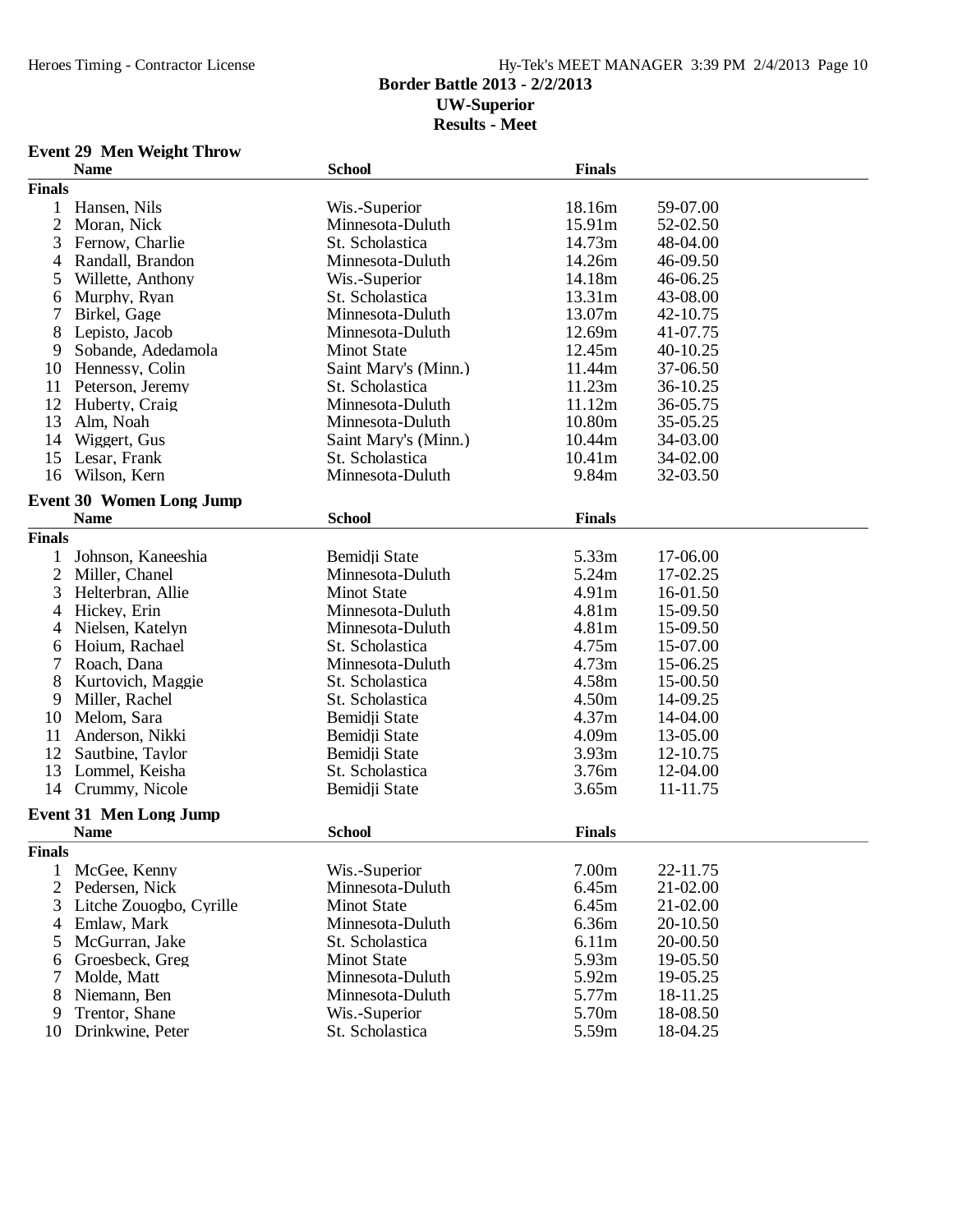**Border Battle 2013 - 2/2/2013**
**UW-Superior**
**Results - Meet**

### Event 29 Men Weight Throw

| | Name | School | Finals | |
|---|---|---|---|---|
| **Finals** | | | | |
| 1 | Hansen, Nils | Wis.-Superior | 18.16m | 59-07.00 |
| 2 | Moran, Nick | Minnesota-Duluth | 15.91m | 52-02.50 |
| 3 | Fernow, Charlie | St. Scholastica | 14.73m | 48-04.00 |
| 4 | Randall, Brandon | Minnesota-Duluth | 14.26m | 46-09.50 |
| 5 | Willette, Anthony | Wis.-Superior | 14.18m | 46-06.25 |
| 6 | Murphy, Ryan | St. Scholastica | 13.31m | 43-08.00 |
| 7 | Birkel, Gage | Minnesota-Duluth | 13.07m | 42-10.75 |
| 8 | Lepisto, Jacob | Minnesota-Duluth | 12.69m | 41-07.75 |
| 9 | Sobande, Adedamola | Minot State | 12.45m | 40-10.25 |
| 10 | Hennessy, Colin | Saint Mary's (Minn.) | 11.44m | 37-06.50 |
| 11 | Peterson, Jeremy | St. Scholastica | 11.23m | 36-10.25 |
| 12 | Huberty, Craig | Minnesota-Duluth | 11.12m | 36-05.75 |
| 13 | Alm, Noah | Minnesota-Duluth | 10.80m | 35-05.25 |
| 14 | Wiggert, Gus | Saint Mary's (Minn.) | 10.44m | 34-03.00 |
| 15 | Lesar, Frank | St. Scholastica | 10.41m | 34-02.00 |
| 16 | Wilson, Kern | Minnesota-Duluth | 9.84m | 32-03.50 |

### Event 30 Women Long Jump

| | Name | School | Finals | |
|---|---|---|---|---|
| **Finals** | | | | |
| 1 | Johnson, Kaneeshia | Bemidji State | 5.33m | 17-06.00 |
| 2 | Miller, Chanel | Minnesota-Duluth | 5.24m | 17-02.25 |
| 3 | Helterbran, Allie | Minot State | 4.91m | 16-01.50 |
| 4 | Hickey, Erin | Minnesota-Duluth | 4.81m | 15-09.50 |
| 4 | Nielsen, Katelyn | Minnesota-Duluth | 4.81m | 15-09.50 |
| 6 | Hoium, Rachael | St. Scholastica | 4.75m | 15-07.00 |
| 7 | Roach, Dana | Minnesota-Duluth | 4.73m | 15-06.25 |
| 8 | Kurtovich, Maggie | St. Scholastica | 4.58m | 15-00.50 |
| 9 | Miller, Rachel | St. Scholastica | 4.50m | 14-09.25 |
| 10 | Melom, Sara | Bemidji State | 4.37m | 14-04.00 |
| 11 | Anderson, Nikki | Bemidji State | 4.09m | 13-05.00 |
| 12 | Sautbine, Taylor | Bemidji State | 3.93m | 12-10.75 |
| 13 | Lommel, Keisha | St. Scholastica | 3.76m | 12-04.00 |
| 14 | Crummy, Nicole | Bemidji State | 3.65m | 11-11.75 |

### Event 31 Men Long Jump

| | Name | School | Finals | |
|---|---|---|---|---|
| **Finals** | | | | |
| 1 | McGee, Kenny | Wis.-Superior | 7.00m | 22-11.75 |
| 2 | Pedersen, Nick | Minnesota-Duluth | 6.45m | 21-02.00 |
| 3 | Litche Zouogbo, Cyrille | Minot State | 6.45m | 21-02.00 |
| 4 | Emlaw, Mark | Minnesota-Duluth | 6.36m | 20-10.50 |
| 5 | McGurran, Jake | St. Scholastica | 6.11m | 20-00.50 |
| 6 | Groesbeck, Greg | Minot State | 5.93m | 19-05.50 |
| 7 | Molde, Matt | Minnesota-Duluth | 5.92m | 19-05.25 |
| 8 | Niemann, Ben | Minnesota-Duluth | 5.77m | 18-11.25 |
| 9 | Trentor, Shane | Wis.-Superior | 5.70m | 18-08.50 |
| 10 | Drinkwine, Peter | St. Scholastica | 5.59m | 18-04.25 |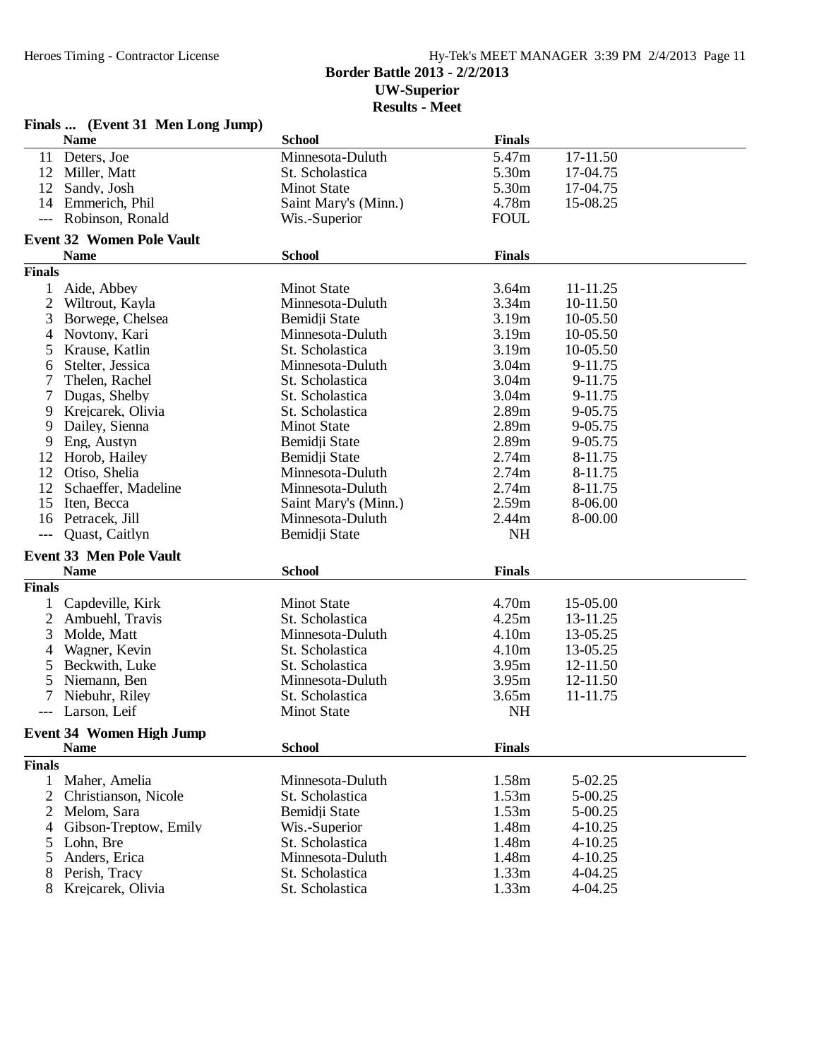Border Battle 2013 - 2/2/2013
UW-Superior
Results - Meet

### Finals ... (Event 31 Men Long Jump)

| | Name | School | Finals | |
|---|---|---|---|---|
| 11 | Deters, Joe | Minnesota-Duluth | 5.47m | 17-11.50 |
| 12 | Miller, Matt | St. Scholastica | 5.30m | 17-04.75 |
| 12 | Sandy, Josh | Minot State | 5.30m | 17-04.75 |
| 14 | Emmerich, Phil | Saint Mary's (Minn.) | 4.78m | 15-08.25 |
| --- | Robinson, Ronald | Wis.-Superior | FOUL | |

### Event 32 Women Pole Vault

| | Name | School | Finals | |
|---|---|---|---|---|
| **Finals** | | | | |
| 1 | Aide, Abbey | Minot State | 3.64m | 11-11.25 |
| 2 | Wiltrout, Kayla | Minnesota-Duluth | 3.34m | 10-11.50 |
| 3 | Borwege, Chelsea | Bemidji State | 3.19m | 10-05.50 |
| 4 | Novtony, Kari | Minnesota-Duluth | 3.19m | 10-05.50 |
| 5 | Krause, Katlin | St. Scholastica | 3.19m | 10-05.50 |
| 6 | Stelter, Jessica | Minnesota-Duluth | 3.04m | 9-11.75 |
| 7 | Thelen, Rachel | St. Scholastica | 3.04m | 9-11.75 |
| 7 | Dugas, Shelby | St. Scholastica | 3.04m | 9-11.75 |
| 9 | Krejcarek, Olivia | St. Scholastica | 2.89m | 9-05.75 |
| 9 | Dailey, Sienna | Minot State | 2.89m | 9-05.75 |
| 9 | Eng, Austyn | Bemidji State | 2.89m | 9-05.75 |
| 12 | Horob, Hailey | Bemidji State | 2.74m | 8-11.75 |
| 12 | Otiso, Shelia | Minnesota-Duluth | 2.74m | 8-11.75 |
| 12 | Schaeffer, Madeline | Minnesota-Duluth | 2.74m | 8-11.75 |
| 15 | Iten, Becca | Saint Mary's (Minn.) | 2.59m | 8-06.00 |
| 16 | Petracek, Jill | Minnesota-Duluth | 2.44m | 8-00.00 |
| --- | Quast, Caitlyn | Bemidji State | NH | |

### Event 33 Men Pole Vault

| | Name | School | Finals | |
|---|---|---|---|---|
| **Finals** | | | | |
| 1 | Capdeville, Kirk | Minot State | 4.70m | 15-05.00 |
| 2 | Ambuehl, Travis | St. Scholastica | 4.25m | 13-11.25 |
| 3 | Molde, Matt | Minnesota-Duluth | 4.10m | 13-05.25 |
| 4 | Wagner, Kevin | St. Scholastica | 4.10m | 13-05.25 |
| 5 | Beckwith, Luke | St. Scholastica | 3.95m | 12-11.50 |
| 5 | Niemann, Ben | Minnesota-Duluth | 3.95m | 12-11.50 |
| 7 | Niebuhr, Riley | St. Scholastica | 3.65m | 11-11.75 |
| --- | Larson, Leif | Minot State | NH | |

### Event 34 Women High Jump

| | Name | School | Finals | |
|---|---|---|---|---|
| **Finals** | | | | |
| 1 | Maher, Amelia | Minnesota-Duluth | 1.58m | 5-02.25 |
| 2 | Christianson, Nicole | St. Scholastica | 1.53m | 5-00.25 |
| 2 | Melom, Sara | Bemidji State | 1.53m | 5-00.25 |
| 4 | Gibson-Treptow, Emily | Wis.-Superior | 1.48m | 4-10.25 |
| 5 | Lohn, Bre | St. Scholastica | 1.48m | 4-10.25 |
| 5 | Anders, Erica | Minnesota-Duluth | 1.48m | 4-10.25 |
| 8 | Perish, Tracy | St. Scholastica | 1.33m | 4-04.25 |
| 8 | Krejcarek, Olivia | St. Scholastica | 1.33m | 4-04.25 |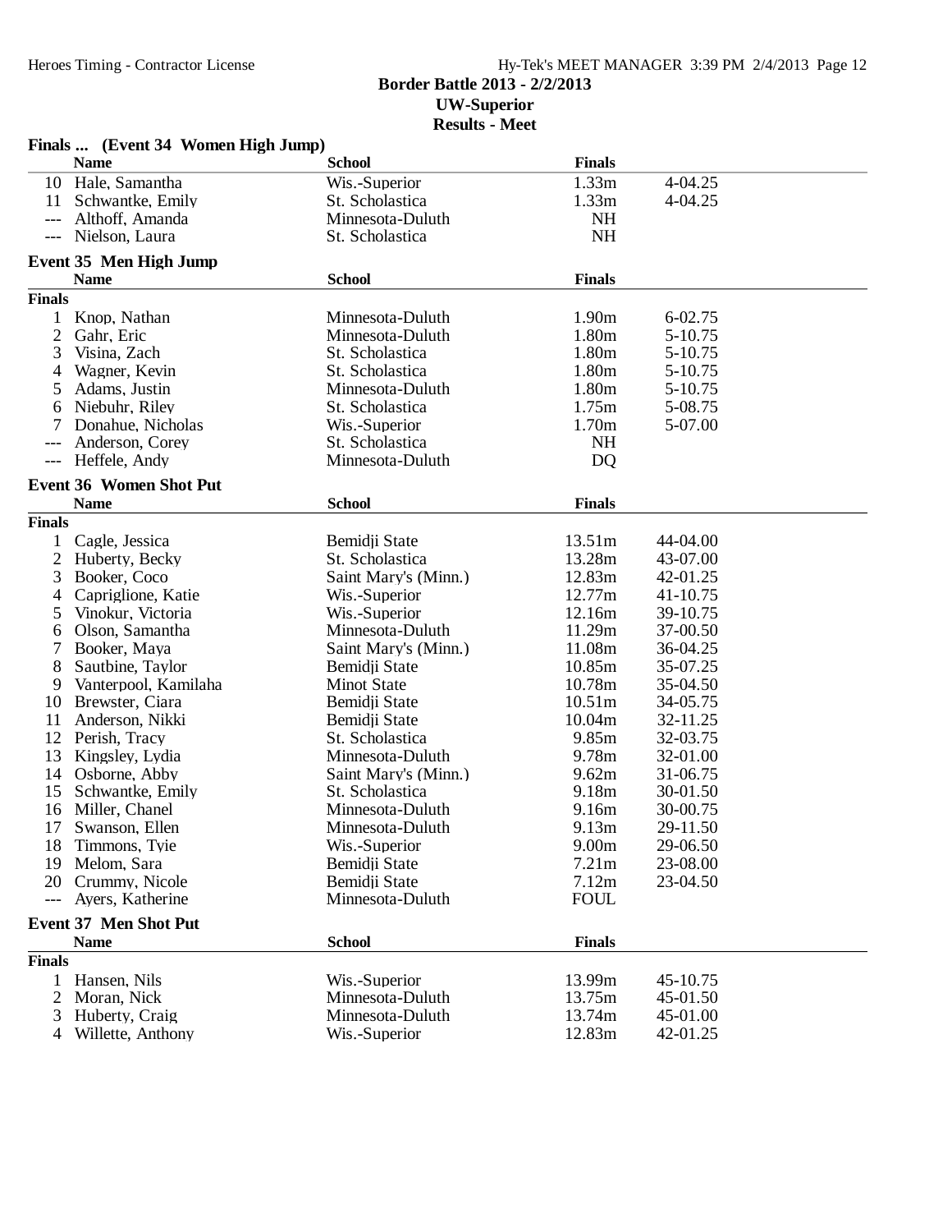**Border Battle 2013 - 2/2/2013**
**UW-Superior**
**Results - Meet**

### Finals ... (Event 34 Women High Jump)

| | Name | School | Finals | |
|---|---|---|---|---|
| 10 | Hale, Samantha | Wis.-Superior | 1.33m | 4-04.25 |
| 11 | Schwantke, Emily | St. Scholastica | 1.33m | 4-04.25 |
| --- | Althoff, Amanda | Minnesota-Duluth | NH | |
| --- | Nielson, Laura | St. Scholastica | NH | |

### Event 35 Men High Jump

**Finals**

| | Name | School | Finals | |
|---|---|---|---|---|
| 1 | Knop, Nathan | Minnesota-Duluth | 1.90m | 6-02.75 |
| 2 | Gahr, Eric | Minnesota-Duluth | 1.80m | 5-10.75 |
| 3 | Visina, Zach | St. Scholastica | 1.80m | 5-10.75 |
| 4 | Wagner, Kevin | St. Scholastica | 1.80m | 5-10.75 |
| 5 | Adams, Justin | Minnesota-Duluth | 1.80m | 5-10.75 |
| 6 | Niebuhr, Riley | St. Scholastica | 1.75m | 5-08.75 |
| 7 | Donahue, Nicholas | Wis.-Superior | 1.70m | 5-07.00 |
| --- | Anderson, Corey | St. Scholastica | NH | |
| --- | Heffele, Andy | Minnesota-Duluth | DQ | |

### Event 36 Women Shot Put

**Finals**

| | Name | School | Finals | |
|---|---|---|---|---|
| 1 | Cagle, Jessica | Bemidji State | 13.51m | 44-04.00 |
| 2 | Huberty, Becky | St. Scholastica | 13.28m | 43-07.00 |
| 3 | Booker, Coco | Saint Mary's (Minn.) | 12.83m | 42-01.25 |
| 4 | Capriglione, Katie | Wis.-Superior | 12.77m | 41-10.75 |
| 5 | Vinokur, Victoria | Wis.-Superior | 12.16m | 39-10.75 |
| 6 | Olson, Samantha | Minnesota-Duluth | 11.29m | 37-00.50 |
| 7 | Booker, Maya | Saint Mary's (Minn.) | 11.08m | 36-04.25 |
| 8 | Sautbine, Taylor | Bemidji State | 10.85m | 35-07.25 |
| 9 | Vanterpool, Kamilaha | Minot State | 10.78m | 35-04.50 |
| 10 | Brewster, Ciara | Bemidji State | 10.51m | 34-05.75 |
| 11 | Anderson, Nikki | Bemidji State | 10.04m | 32-11.25 |
| 12 | Perish, Tracy | St. Scholastica | 9.85m | 32-03.75 |
| 13 | Kingsley, Lydia | Minnesota-Duluth | 9.78m | 32-01.00 |
| 14 | Osborne, Abby | Saint Mary's (Minn.) | 9.62m | 31-06.75 |
| 15 | Schwantke, Emily | St. Scholastica | 9.18m | 30-01.50 |
| 16 | Miller, Chanel | Minnesota-Duluth | 9.16m | 30-00.75 |
| 17 | Swanson, Ellen | Minnesota-Duluth | 9.13m | 29-11.50 |
| 18 | Timmons, Tyie | Wis.-Superior | 9.00m | 29-06.50 |
| 19 | Melom, Sara | Bemidji State | 7.21m | 23-08.00 |
| 20 | Crummy, Nicole | Bemidji State | 7.12m | 23-04.50 |
| --- | Ayers, Katherine | Minnesota-Duluth | FOUL | |

### Event 37 Men Shot Put

**Finals**

| | Name | School | Finals | |
|---|---|---|---|---|
| 1 | Hansen, Nils | Wis.-Superior | 13.99m | 45-10.75 |
| 2 | Moran, Nick | Minnesota-Duluth | 13.75m | 45-01.50 |
| 3 | Huberty, Craig | Minnesota-Duluth | 13.74m | 45-01.00 |
| 4 | Willette, Anthony | Wis.-Superior | 12.83m | 42-01.25 |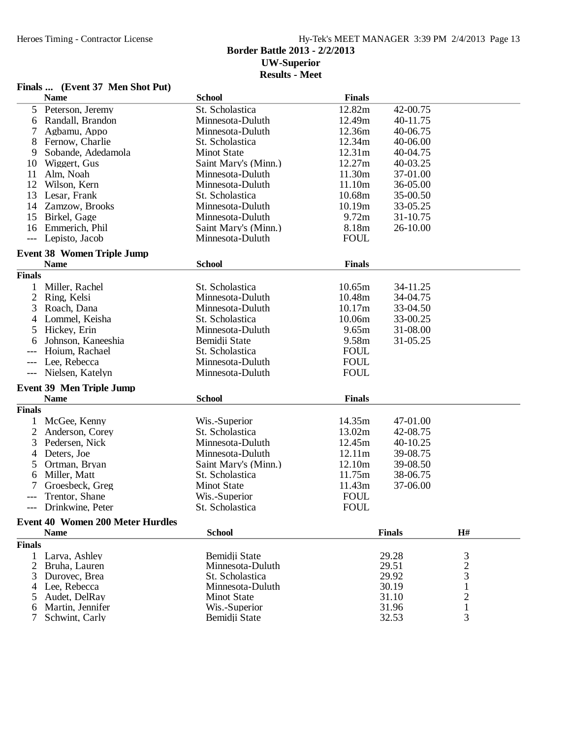## Border Battle 2013 - 2/2/2013
### UW-Superior
### Results - Meet

### Finals ... (Event 37 Men Shot Put)

| | Name | School | Finals | |
|---|---|---|---|---|
| 5 | Peterson, Jeremy | St. Scholastica | 12.82m | 42-00.75 |
| 6 | Randall, Brandon | Minnesota-Duluth | 12.49m | 40-11.75 |
| 7 | Agbamu, Appo | Minnesota-Duluth | 12.36m | 40-06.75 |
| 8 | Fernow, Charlie | St. Scholastica | 12.34m | 40-06.00 |
| 9 | Sobande, Adedamola | Minot State | 12.31m | 40-04.75 |
| 10 | Wiggert, Gus | Saint Mary's (Minn.) | 12.27m | 40-03.25 |
| 11 | Alm, Noah | Minnesota-Duluth | 11.30m | 37-01.00 |
| 12 | Wilson, Kern | Minnesota-Duluth | 11.10m | 36-05.00 |
| 13 | Lesar, Frank | St. Scholastica | 10.68m | 35-00.50 |
| 14 | Zamzow, Brooks | Minnesota-Duluth | 10.19m | 33-05.25 |
| 15 | Birkel, Gage | Minnesota-Duluth | 9.72m | 31-10.75 |
| 16 | Emmerich, Phil | Saint Mary's (Minn.) | 8.18m | 26-10.00 |
| --- | Lepisto, Jacob | Minnesota-Duluth | FOUL | |

### Event 38 Women Triple Jump

| | Name | School | Finals | |
|---|---|---|---|---|
| **Finals** | | | | |
| 1 | Miller, Rachel | St. Scholastica | 10.65m | 34-11.25 |
| 2 | Ring, Kelsi | Minnesota-Duluth | 10.48m | 34-04.75 |
| 3 | Roach, Dana | Minnesota-Duluth | 10.17m | 33-04.50 |
| 4 | Lommel, Keisha | St. Scholastica | 10.06m | 33-00.25 |
| 5 | Hickey, Erin | Minnesota-Duluth | 9.65m | 31-08.00 |
| 6 | Johnson, Kaneeshia | Bemidji State | 9.58m | 31-05.25 |
| --- | Hoium, Rachael | St. Scholastica | FOUL | |
| --- | Lee, Rebecca | Minnesota-Duluth | FOUL | |
| --- | Nielsen, Katelyn | Minnesota-Duluth | FOUL | |

### Event 39 Men Triple Jump

| | Name | School | Finals | |
|---|---|---|---|---|
| **Finals** | | | | |
| 1 | McGee, Kenny | Wis.-Superior | 14.35m | 47-01.00 |
| 2 | Anderson, Corey | St. Scholastica | 13.02m | 42-08.75 |
| 3 | Pedersen, Nick | Minnesota-Duluth | 12.45m | 40-10.25 |
| 4 | Deters, Joe | Minnesota-Duluth | 12.11m | 39-08.75 |
| 5 | Ortman, Bryan | Saint Mary's (Minn.) | 12.10m | 39-08.50 |
| 6 | Miller, Matt | St. Scholastica | 11.75m | 38-06.75 |
| 7 | Groesbeck, Greg | Minot State | 11.43m | 37-06.00 |
| --- | Trentor, Shane | Wis.-Superior | FOUL | |
| --- | Drinkwine, Peter | St. Scholastica | FOUL | |

### Event 40 Women 200 Meter Hurdles

| | Name | School | Finals | H# |
|---|---|---|---|---|
| **Finals** | | | | |
| 1 | Larva, Ashley | Bemidji State | 29.28 | 3 |
| 2 | Bruha, Lauren | Minnesota-Duluth | 29.51 | 2 |
| 3 | Durovec, Brea | St. Scholastica | 29.92 | 3 |
| 4 | Lee, Rebecca | Minnesota-Duluth | 30.19 | 1 |
| 5 | Audet, DelRay | Minot State | 31.10 | 2 |
| 6 | Martin, Jennifer | Wis.-Superior | 31.96 | 1 |
| 7 | Schwint, Carly | Bemidji State | 32.53 | 3 |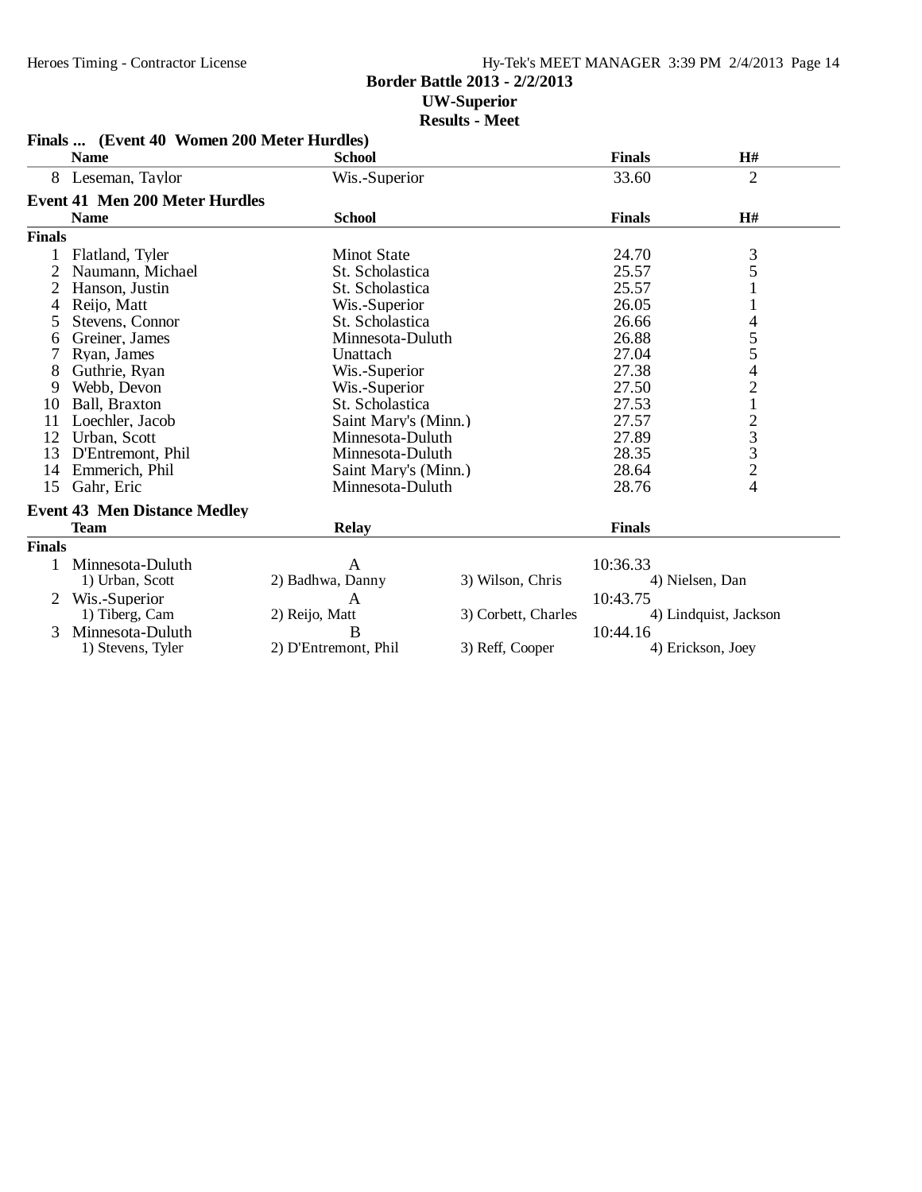# Border Battle 2013 - 2/2/2013

## UW-Superior

## Results - Meet

### Finals ... (Event 40 Women 200 Meter Hurdles)

| | Name | School | Finals | H# |
|---|---|---|---|---|
| 8 | Leseman, Taylor | Wis.-Superior | 33.60 | 2 |

### Event 41 Men 200 Meter Hurdles

**Finals**

| | Name | School | Finals | H# |
|---|---|---|---|---|
| 1 | Flatland, Tyler | Minot State | 24.70 | 3 |
| 2 | Naumann, Michael | St. Scholastica | 25.57 | 5 |
| 2 | Hanson, Justin | St. Scholastica | 25.57 | 1 |
| 4 | Reijo, Matt | Wis.-Superior | 26.05 | 1 |
| 5 | Stevens, Connor | St. Scholastica | 26.66 | 4 |
| 6 | Greiner, James | Minnesota-Duluth | 26.88 | 5 |
| 7 | Ryan, James | Unattach | 27.04 | 5 |
| 8 | Guthrie, Ryan | Wis.-Superior | 27.38 | 4 |
| 9 | Webb, Devon | Wis.-Superior | 27.50 | 2 |
| 10 | Ball, Braxton | St. Scholastica | 27.53 | 1 |
| 11 | Loechler, Jacob | Saint Mary's (Minn.) | 27.57 | 2 |
| 12 | Urban, Scott | Minnesota-Duluth | 27.89 | 3 |
| 13 | D'Entremont, Phil | Minnesota-Duluth | 28.35 | 3 |
| 14 | Emmerich, Phil | Saint Mary's (Minn.) | 28.64 | 2 |
| 15 | Gahr, Eric | Minnesota-Duluth | 28.76 | 4 |

### Event 43 Men Distance Medley

**Finals**

| | Team | Relay | | Finals | |
|---|---|---|---|---|---|
| 1 | Minnesota-Duluth | A | | 10:36.33 | |
| | 1) Urban, Scott | 2) Badhwa, Danny | 3) Wilson, Chris | | 4) Nielsen, Dan |
| 2 | Wis.-Superior | A | | 10:43.75 | |
| | 1) Tiberg, Cam | 2) Reijo, Matt | 3) Corbett, Charles | | 4) Lindquist, Jackson |
| 3 | Minnesota-Duluth | B | | 10:44.16 | |
| | 1) Stevens, Tyler | 2) D'Entremont, Phil | 3) Reff, Cooper | | 4) Erickson, Joey |